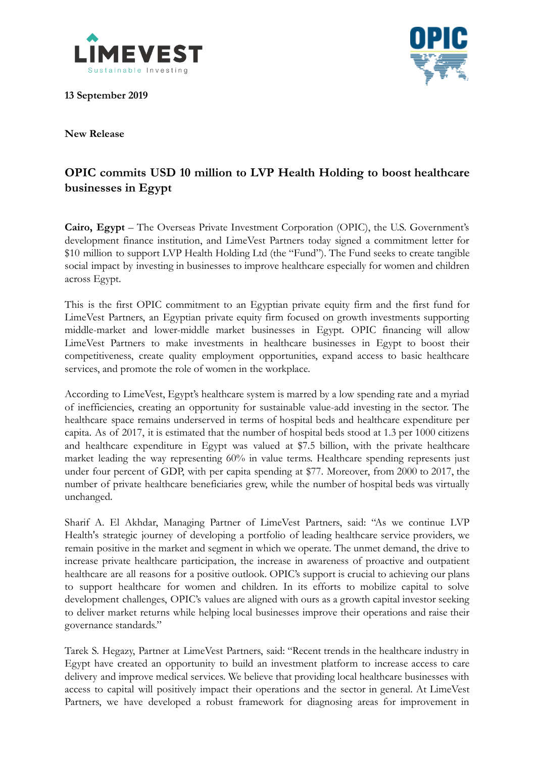**13 September 2019**

**New Release**

# OPIC commits USD 10 million to LVP Health Holding to boost healthcare businesses in Egypt

**Cairo, Egypt** – The Overseas Private Investment Corporation (OPIC), the U.S. Government's development finance institution, and LimeVest Partners today signed a commitment letter for $10 million to support LVP Health Holding Ltd (the "Fund"). The Fund seeks to create tangible social impact by investing in businesses to improve healthcare especially for women and children across Egypt.

This is the first OPIC commitment to an Egyptian private equity firm and the first fund for LimeVest Partners, an Egyptian private equity firm focused on growth investments supporting middle-market and lower-middle market businesses in Egypt. OPIC financing will allow LimeVest Partners to make investments in healthcare businesses in Egypt to boost their competitiveness, create quality employment opportunities, expand access to basic healthcare services, and promote the role of women in the workplace.

According to LimeVest, Egypt's healthcare system is marred by a low spending rate and a myriad of inefficiencies, creating an opportunity for sustainable value-add investing in the sector. The healthcare space remains underserved in terms of hospital beds and healthcare expenditure per capita. As of 2017, it is estimated that the number of hospital beds stood at 1.3 per 1000 citizens and healthcare expenditure in Egypt was valued at $7.5 billion, with the private healthcare market leading the way representing 60% in value terms. Healthcare spending represents just under four percent of GDP, with per capita spending at $77. Moreover, from 2000 to 2017, the number of private healthcare beneficiaries grew, while the number of hospital beds was virtually unchanged.

Sharif A. El Akhdar, Managing Partner of LimeVest Partners, said: "As we continue LVP Health's strategic journey of developing a portfolio of leading healthcare service providers, we remain positive in the market and segment in which we operate. The unmet demand, the drive to increase private healthcare participation, the increase in awareness of proactive and outpatient healthcare are all reasons for a positive outlook. OPIC's support is crucial to achieving our plans to support healthcare for women and children. In its efforts to mobilize capital to solve development challenges, OPIC's values are aligned with ours as a growth capital investor seeking to deliver market returns while helping local businesses improve their operations and raise their governance standards."

Tarek S. Hegazy, Partner at LimeVest Partners, said: "Recent trends in the healthcare industry in Egypt have created an opportunity to build an investment platform to increase access to care delivery and improve medical services. We believe that providing local healthcare businesses with access to capital will positively impact their operations and the sector in general. At LimeVest Partners, we have developed a robust framework for diagnosing areas for improvement in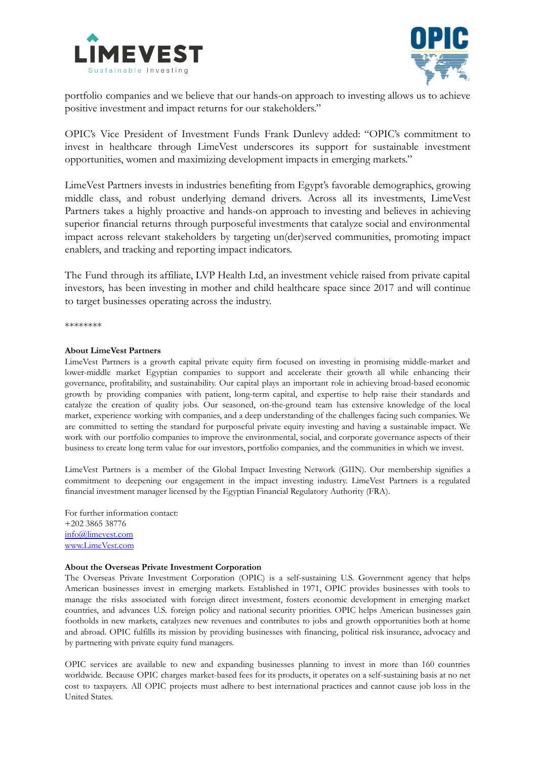portfolio companies and we believe that our hands-on approach to investing allows us to achieve positive investment and impact returns for our stakeholders."

OPIC's Vice President of Investment Funds Frank Dunlevy added: "OPIC's commitment to invest in healthcare through LimeVest underscores its support for sustainable investment opportunities, women and maximizing development impacts in emerging markets."

LimeVest Partners invests in industries benefiting from Egypt's favorable demographics, growing middle class, and robust underlying demand drivers. Across all its investments, LimeVest Partners takes a highly proactive and hands-on approach to investing and believes in achieving superior financial returns through purposeful investments that catalyze social and environmental impact across relevant stakeholders by targeting un(der)served communities, promoting impact enablers, and tracking and reporting impact indicators.

The Fund through its affiliate, LVP Health Ltd, an investment vehicle raised from private capital investors, has been investing in mother and child healthcare space since 2017 and will continue to target businesses operating across the industry.

********

**About LimeVest Partners**

LimeVest Partners is a growth capital private equity firm focused on investing in promising middle-market and lower-middle market Egyptian companies to support and accelerate their growth all while enhancing their governance, profitability, and sustainability. Our capital plays an important role in achieving broad-based economic growth by providing companies with patient, long-term capital, and expertise to help raise their standards and catalyze the creation of quality jobs. Our seasoned, on-the-ground team has extensive knowledge of the local market, experience working with companies, and a deep understanding of the challenges facing such companies. We are committed to setting the standard for purposeful private equity investing and having a sustainable impact. We work with our portfolio companies to improve the environmental, social, and corporate governance aspects of their business to create long term value for our investors, portfolio companies, and the communities in which we invest.

LimeVest Partners is a member of the Global Impact Investing Network (GIIN). Our membership signifies a commitment to deepening our engagement in the impact investing industry. LimeVest Partners is a regulated financial investment manager licensed by the Egyptian Financial Regulatory Authority (FRA).

For further information contact:
+202 3865 38776
info@limevest.com
www.LimeVest.com

**About the Overseas Private Investment Corporation**

The Overseas Private Investment Corporation (OPIC) is a self-sustaining U.S. Government agency that helps American businesses invest in emerging markets. Established in 1971, OPIC provides businesses with tools to manage the risks associated with foreign direct investment, fosters economic development in emerging market countries, and advances U.S. foreign policy and national security priorities. OPIC helps American businesses gain footholds in new markets, catalyzes new revenues and contributes to jobs and growth opportunities both at home and abroad. OPIC fulfills its mission by providing businesses with financing, political risk insurance, advocacy and by partnering with private equity fund managers.

OPIC services are available to new and expanding businesses planning to invest in more than 160 countries worldwide. Because OPIC charges market-based fees for its products, it operates on a self-sustaining basis at no net cost to taxpayers. All OPIC projects must adhere to best international practices and cannot cause job loss in the United States.